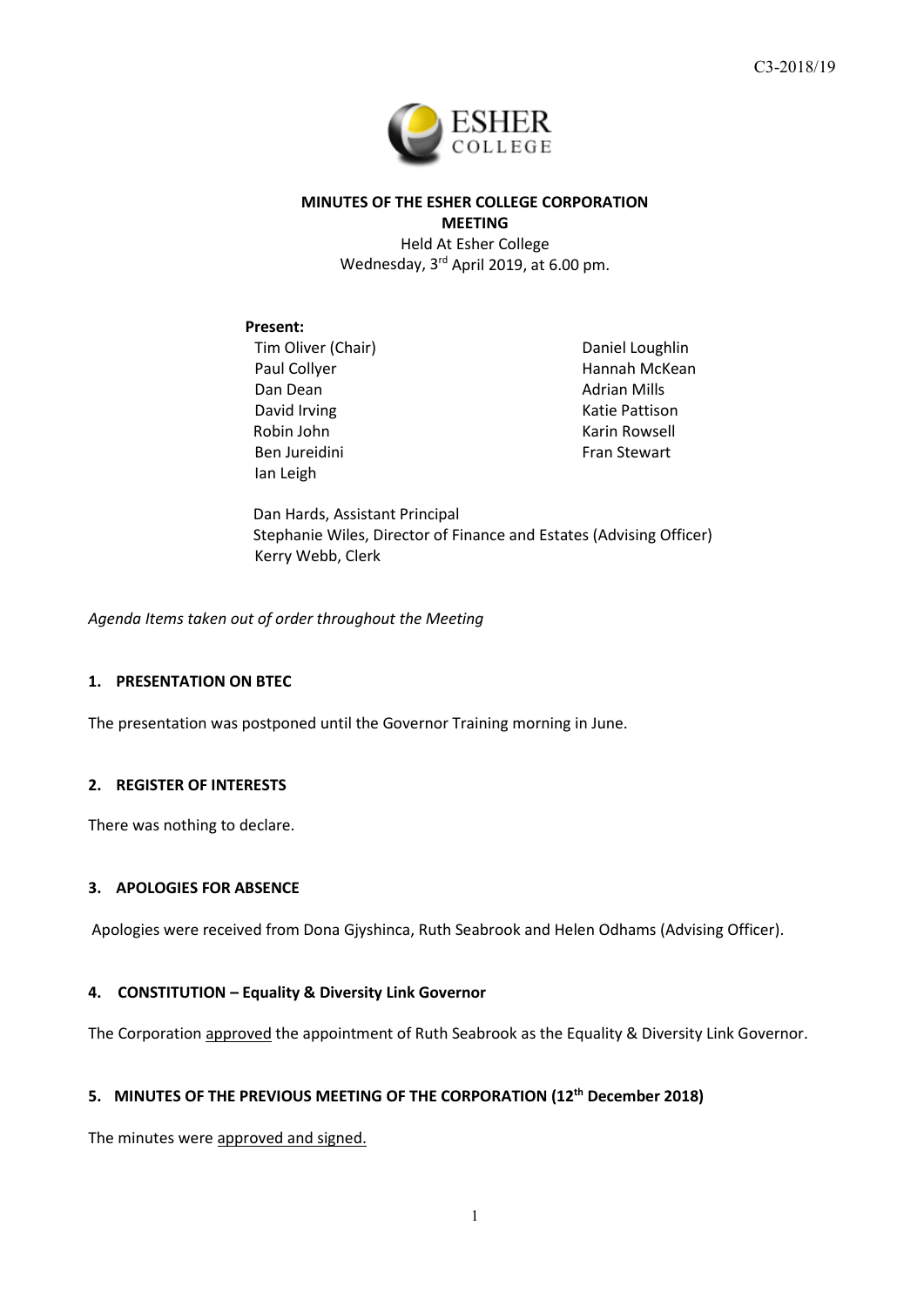C3-2018/19

# MINUTES OF THE ESHER COLLEGE CORPORATION MEETING

Held At Esher College
Wednesday, 3rd April 2019, at 6.00 pm.

**Present:**

Tim Oliver (Chair)
Paul Collyer
Dan Dean
David Irving
Robin John
Ben Jureidini
Ian Leigh
Daniel Loughlin
Hannah McKean
Adrian Mills
Katie Pattison
Karin Rowsell
Fran Stewart

Dan Hards, Assistant Principal
Stephanie Wiles, Director of Finance and Estates (Advising Officer)
Kerry Webb, Clerk

*Agenda Items taken out of order throughout the Meeting*

## 1. PRESENTATION ON BTEC

The presentation was postponed until the Governor Training morning in June.

## 2. REGISTER OF INTERESTS

There was nothing to declare.

## 3. APOLOGIES FOR ABSENCE

Apologies were received from Dona Gjyshinca, Ruth Seabrook and Helen Odhams (Advising Officer).

## 4. CONSTITUTION – Equality & Diversity Link Governor

The Corporation approved the appointment of Ruth Seabrook as the Equality & Diversity Link Governor.

## 5. MINUTES OF THE PREVIOUS MEETING OF THE CORPORATION (12th December 2018)

The minutes were approved and signed.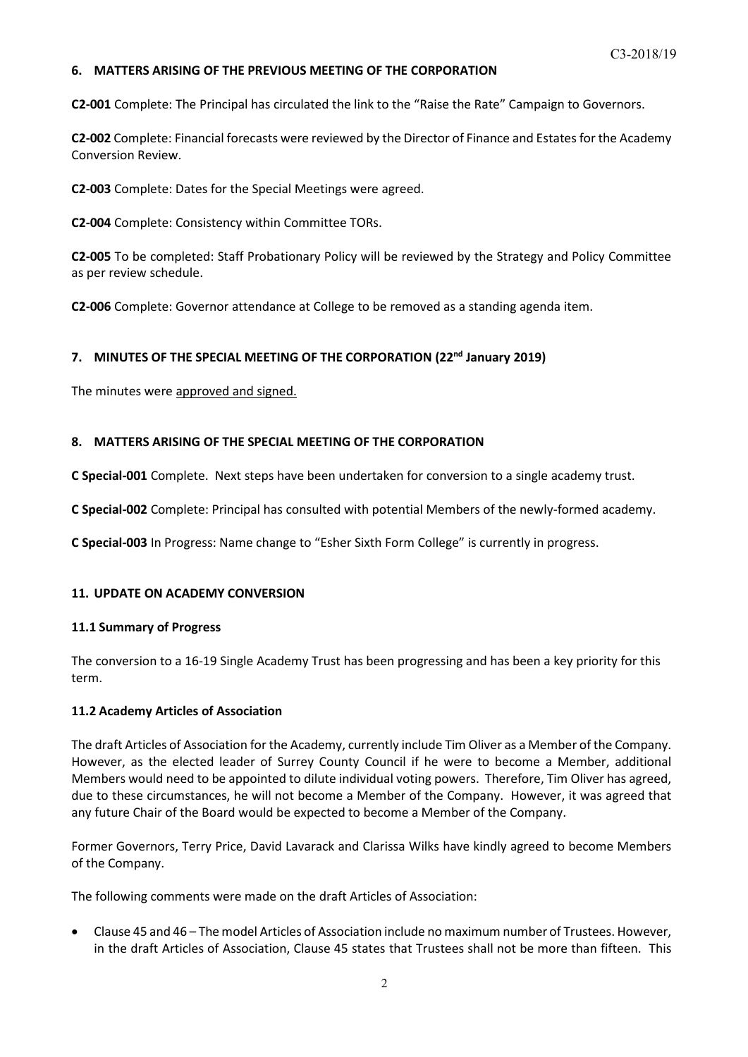## 6. MATTERS ARISING OF THE PREVIOUS MEETING OF THE CORPORATION

**C2-001** Complete: The Principal has circulated the link to the "Raise the Rate" Campaign to Governors.

**C2-002** Complete: Financial forecasts were reviewed by the Director of Finance and Estates for the Academy Conversion Review.

**C2-003** Complete: Dates for the Special Meetings were agreed.

**C2-004** Complete: Consistency within Committee TORs.

**C2-005** To be completed: Staff Probationary Policy will be reviewed by the Strategy and Policy Committee as per review schedule.

**C2-006** Complete: Governor attendance at College to be removed as a standing agenda item.

## 7. MINUTES OF THE SPECIAL MEETING OF THE CORPORATION (22nd January 2019)

The minutes were approved and signed.

## 8. MATTERS ARISING OF THE SPECIAL MEETING OF THE CORPORATION

**C Special-001** Complete. Next steps have been undertaken for conversion to a single academy trust.

**C Special-002** Complete: Principal has consulted with potential Members of the newly-formed academy.

**C Special-003** In Progress: Name change to "Esher Sixth Form College" is currently in progress.

## 11. UPDATE ON ACADEMY CONVERSION

### 11.1 Summary of Progress

The conversion to a 16-19 Single Academy Trust has been progressing and has been a key priority for this term.

### 11.2 Academy Articles of Association

The draft Articles of Association for the Academy, currently include Tim Oliver as a Member of the Company. However, as the elected leader of Surrey County Council if he were to become a Member, additional Members would need to be appointed to dilute individual voting powers. Therefore, Tim Oliver has agreed, due to these circumstances, he will not become a Member of the Company. However, it was agreed that any future Chair of the Board would be expected to become a Member of the Company.

Former Governors, Terry Price, David Lavarack and Clarissa Wilks have kindly agreed to become Members of the Company.

The following comments were made on the draft Articles of Association:

- Clause 45 and 46 – The model Articles of Association include no maximum number of Trustees. However, in the draft Articles of Association, Clause 45 states that Trustees shall not be more than fifteen. This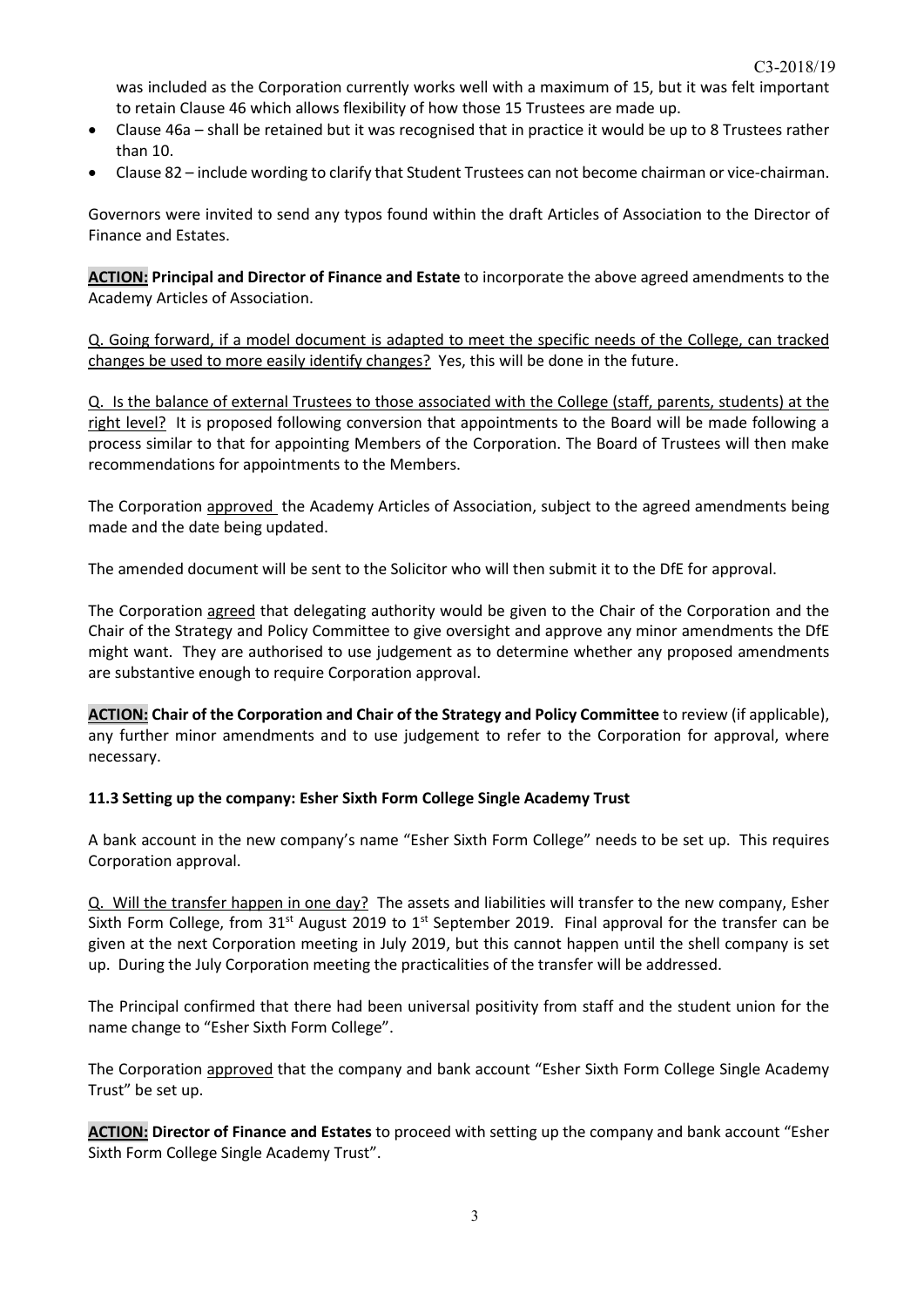was included as the Corporation currently works well with a maximum of 15, but it was felt important to retain Clause 46 which allows flexibility of how those 15 Trustees are made up.

- Clause 46a – shall be retained but it was recognised that in practice it would be up to 8 Trustees rather than 10.
- Clause 82 – include wording to clarify that Student Trustees can not become chairman or vice-chairman.

Governors were invited to send any typos found within the draft Articles of Association to the Director of Finance and Estates.

**ACTION: Principal and Director of Finance and Estate** to incorporate the above agreed amendments to the Academy Articles of Association.

Q. Going forward, if a model document is adapted to meet the specific needs of the College, can tracked changes be used to more easily identify changes? Yes, this will be done in the future.

Q. Is the balance of external Trustees to those associated with the College (staff, parents, students) at the right level? It is proposed following conversion that appointments to the Board will be made following a process similar to that for appointing Members of the Corporation. The Board of Trustees will then make recommendations for appointments to the Members.

The Corporation approved the Academy Articles of Association, subject to the agreed amendments being made and the date being updated.

The amended document will be sent to the Solicitor who will then submit it to the DfE for approval.

The Corporation agreed that delegating authority would be given to the Chair of the Corporation and the Chair of the Strategy and Policy Committee to give oversight and approve any minor amendments the DfE might want. They are authorised to use judgement as to determine whether any proposed amendments are substantive enough to require Corporation approval.

**ACTION: Chair of the Corporation and Chair of the Strategy and Policy Committee** to review (if applicable), any further minor amendments and to use judgement to refer to the Corporation for approval, where necessary.

### 11.3 Setting up the company: Esher Sixth Form College Single Academy Trust

A bank account in the new company's name "Esher Sixth Form College" needs to be set up. This requires Corporation approval.

Q. Will the transfer happen in one day? The assets and liabilities will transfer to the new company, Esher Sixth Form College, from 31st August 2019 to 1st September 2019. Final approval for the transfer can be given at the next Corporation meeting in July 2019, but this cannot happen until the shell company is set up. During the July Corporation meeting the practicalities of the transfer will be addressed.

The Principal confirmed that there had been universal positivity from staff and the student union for the name change to "Esher Sixth Form College".

The Corporation approved that the company and bank account "Esher Sixth Form College Single Academy Trust" be set up.

**ACTION: Director of Finance and Estates** to proceed with setting up the company and bank account "Esher Sixth Form College Single Academy Trust".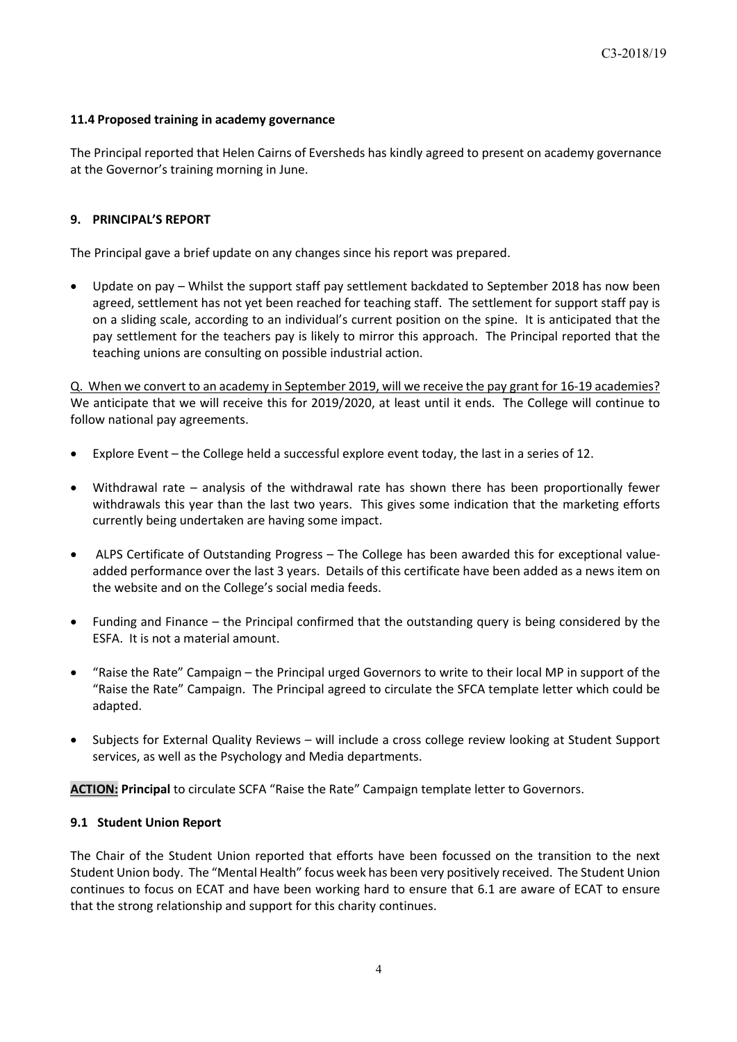### 11.4 Proposed training in academy governance

The Principal reported that Helen Cairns of Eversheds has kindly agreed to present on academy governance at the Governor's training morning in June.

## 9. PRINCIPAL'S REPORT

The Principal gave a brief update on any changes since his report was prepared.

- Update on pay – Whilst the support staff pay settlement backdated to September 2018 has now been agreed, settlement has not yet been reached for teaching staff. The settlement for support staff pay is on a sliding scale, according to an individual's current position on the spine. It is anticipated that the pay settlement for the teachers pay is likely to mirror this approach. The Principal reported that the teaching unions are consulting on possible industrial action.

<u>Q. When we convert to an academy in September 2019, will we receive the pay grant for 16-19 academies?</u>
We anticipate that we will receive this for 2019/2020, at least until it ends. The College will continue to follow national pay agreements.

- Explore Event – the College held a successful explore event today, the last in a series of 12.
- Withdrawal rate – analysis of the withdrawal rate has shown there has been proportionally fewer withdrawals this year than the last two years. This gives some indication that the marketing efforts currently being undertaken are having some impact.
- ALPS Certificate of Outstanding Progress – The College has been awarded this for exceptional value-added performance over the last 3 years. Details of this certificate have been added as a news item on the website and on the College's social media feeds.
- Funding and Finance – the Principal confirmed that the outstanding query is being considered by the ESFA. It is not a material amount.
- "Raise the Rate" Campaign – the Principal urged Governors to write to their local MP in support of the "Raise the Rate" Campaign. The Principal agreed to circulate the SFCA template letter which could be adapted.
- Subjects for External Quality Reviews – will include a cross college review looking at Student Support services, as well as the Psychology and Media departments.

**ACTION: Principal** to circulate SCFA "Raise the Rate" Campaign template letter to Governors.

### 9.1 Student Union Report

The Chair of the Student Union reported that efforts have been focussed on the transition to the next Student Union body. The "Mental Health" focus week has been very positively received. The Student Union continues to focus on ECAT and have been working hard to ensure that 6.1 are aware of ECAT to ensure that the strong relationship and support for this charity continues.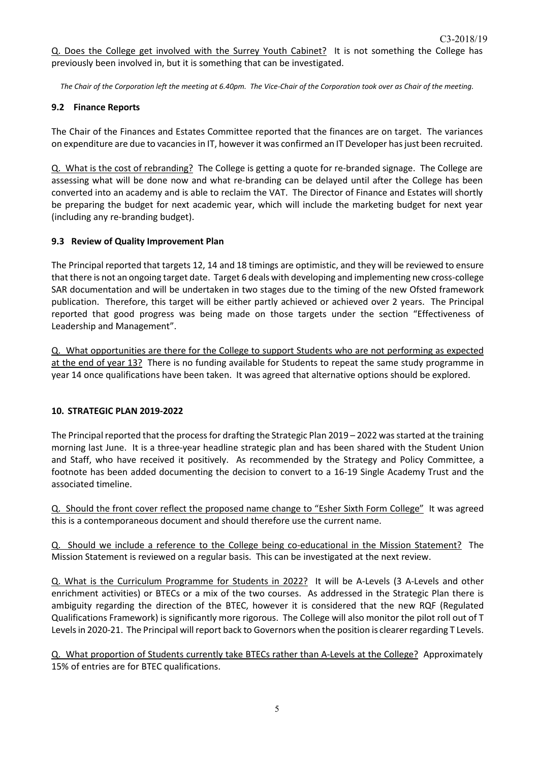<u>Q. Does the College get involved with the Surrey Youth Cabinet?</u> It is not something the College has previously been involved in, but it is something that can be investigated.

*The Chair of the Corporation left the meeting at 6.40pm. The Vice-Chair of the Corporation took over as Chair of the meeting.*

### 9.2 Finance Reports

The Chair of the Finances and Estates Committee reported that the finances are on target. The variances on expenditure are due to vacancies in IT, however it was confirmed an IT Developer has just been recruited.

<u>Q. What is the cost of rebranding?</u> The College is getting a quote for re-branded signage. The College are assessing what will be done now and what re-branding can be delayed until after the College has been converted into an academy and is able to reclaim the VAT. The Director of Finance and Estates will shortly be preparing the budget for next academic year, which will include the marketing budget for next year (including any re-branding budget).

### 9.3 Review of Quality Improvement Plan

The Principal reported that targets 12, 14 and 18 timings are optimistic, and they will be reviewed to ensure that there is not an ongoing target date. Target 6 deals with developing and implementing new cross-college SAR documentation and will be undertaken in two stages due to the timing of the new Ofsted framework publication. Therefore, this target will be either partly achieved or achieved over 2 years. The Principal reported that good progress was being made on those targets under the section "Effectiveness of Leadership and Management".

<u>Q. What opportunities are there for the College to support Students who are not performing as expected at the end of year 13?</u> There is no funding available for Students to repeat the same study programme in year 14 once qualifications have been taken. It was agreed that alternative options should be explored.

## 10. STRATEGIC PLAN 2019-2022

The Principal reported that the process for drafting the Strategic Plan 2019 – 2022 was started at the training morning last June. It is a three-year headline strategic plan and has been shared with the Student Union and Staff, who have received it positively. As recommended by the Strategy and Policy Committee, a footnote has been added documenting the decision to convert to a 16-19 Single Academy Trust and the associated timeline.

<u>Q. Should the front cover reflect the proposed name change to "Esher Sixth Form College"</u> It was agreed this is a contemporaneous document and should therefore use the current name.

<u>Q. Should we include a reference to the College being co-educational in the Mission Statement?</u> The Mission Statement is reviewed on a regular basis. This can be investigated at the next review.

<u>Q. What is the Curriculum Programme for Students in 2022?</u> It will be A-Levels (3 A-Levels and other enrichment activities) or BTECs or a mix of the two courses. As addressed in the Strategic Plan there is ambiguity regarding the direction of the BTEC, however it is considered that the new RQF (Regulated Qualifications Framework) is significantly more rigorous. The College will also monitor the pilot roll out of T Levels in 2020-21. The Principal will report back to Governors when the position is clearer regarding T Levels.

<u>Q. What proportion of Students currently take BTECs rather than A-Levels at the College?</u> Approximately 15% of entries are for BTEC qualifications.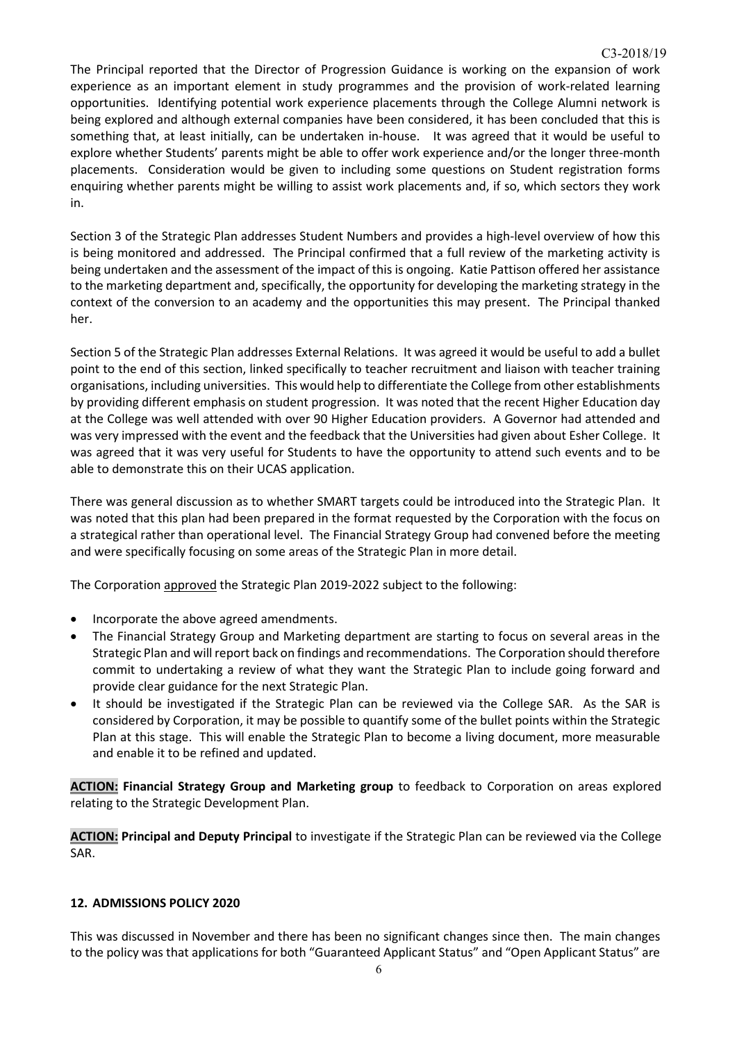The Principal reported that the Director of Progression Guidance is working on the expansion of work experience as an important element in study programmes and the provision of work-related learning opportunities. Identifying potential work experience placements through the College Alumni network is being explored and although external companies have been considered, it has been concluded that this is something that, at least initially, can be undertaken in-house. It was agreed that it would be useful to explore whether Students' parents might be able to offer work experience and/or the longer three-month placements. Consideration would be given to including some questions on Student registration forms enquiring whether parents might be willing to assist work placements and, if so, which sectors they work in.

Section 3 of the Strategic Plan addresses Student Numbers and provides a high-level overview of how this is being monitored and addressed. The Principal confirmed that a full review of the marketing activity is being undertaken and the assessment of the impact of this is ongoing. Katie Pattison offered her assistance to the marketing department and, specifically, the opportunity for developing the marketing strategy in the context of the conversion to an academy and the opportunities this may present. The Principal thanked her.

Section 5 of the Strategic Plan addresses External Relations. It was agreed it would be useful to add a bullet point to the end of this section, linked specifically to teacher recruitment and liaison with teacher training organisations, including universities. This would help to differentiate the College from other establishments by providing different emphasis on student progression. It was noted that the recent Higher Education day at the College was well attended with over 90 Higher Education providers. A Governor had attended and was very impressed with the event and the feedback that the Universities had given about Esher College. It was agreed that it was very useful for Students to have the opportunity to attend such events and to be able to demonstrate this on their UCAS application.

There was general discussion as to whether SMART targets could be introduced into the Strategic Plan. It was noted that this plan had been prepared in the format requested by the Corporation with the focus on a strategical rather than operational level. The Financial Strategy Group had convened before the meeting and were specifically focusing on some areas of the Strategic Plan in more detail.

The Corporation approved the Strategic Plan 2019-2022 subject to the following:

- Incorporate the above agreed amendments.
- The Financial Strategy Group and Marketing department are starting to focus on several areas in the Strategic Plan and will report back on findings and recommendations. The Corporation should therefore commit to undertaking a review of what they want the Strategic Plan to include going forward and provide clear guidance for the next Strategic Plan.
- It should be investigated if the Strategic Plan can be reviewed via the College SAR. As the SAR is considered by Corporation, it may be possible to quantify some of the bullet points within the Strategic Plan at this stage. This will enable the Strategic Plan to become a living document, more measurable and enable it to be refined and updated.

**ACTION: Financial Strategy Group and Marketing group** to feedback to Corporation on areas explored relating to the Strategic Development Plan.

**ACTION: Principal and Deputy Principal** to investigate if the Strategic Plan can be reviewed via the College SAR.

### 12. ADMISSIONS POLICY 2020

This was discussed in November and there has been no significant changes since then. The main changes to the policy was that applications for both "Guaranteed Applicant Status" and "Open Applicant Status" are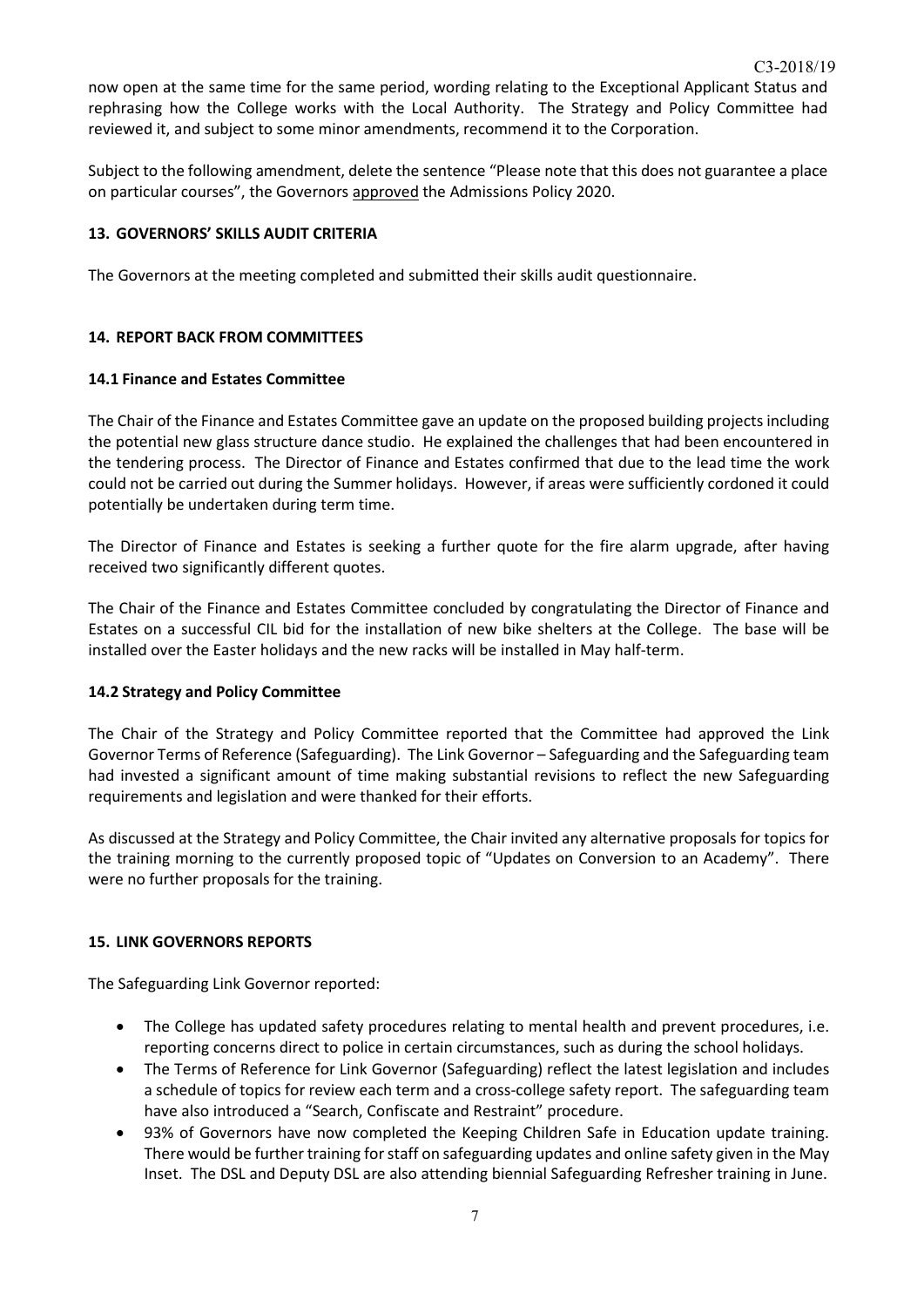now open at the same time for the same period, wording relating to the Exceptional Applicant Status and rephrasing how the College works with the Local Authority. The Strategy and Policy Committee had reviewed it, and subject to some minor amendments, recommend it to the Corporation.

Subject to the following amendment, delete the sentence "Please note that this does not guarantee a place on particular courses", the Governors approved the Admissions Policy 2020.

### 13. GOVERNORS' SKILLS AUDIT CRITERIA

The Governors at the meeting completed and submitted their skills audit questionnaire.

### 14. REPORT BACK FROM COMMITTEES

#### 14.1 Finance and Estates Committee

The Chair of the Finance and Estates Committee gave an update on the proposed building projects including the potential new glass structure dance studio. He explained the challenges that had been encountered in the tendering process. The Director of Finance and Estates confirmed that due to the lead time the work could not be carried out during the Summer holidays. However, if areas were sufficiently cordoned it could potentially be undertaken during term time.

The Director of Finance and Estates is seeking a further quote for the fire alarm upgrade, after having received two significantly different quotes.

The Chair of the Finance and Estates Committee concluded by congratulating the Director of Finance and Estates on a successful CIL bid for the installation of new bike shelters at the College. The base will be installed over the Easter holidays and the new racks will be installed in May half-term.

#### 14.2 Strategy and Policy Committee

The Chair of the Strategy and Policy Committee reported that the Committee had approved the Link Governor Terms of Reference (Safeguarding). The Link Governor – Safeguarding and the Safeguarding team had invested a significant amount of time making substantial revisions to reflect the new Safeguarding requirements and legislation and were thanked for their efforts.

As discussed at the Strategy and Policy Committee, the Chair invited any alternative proposals for topics for the training morning to the currently proposed topic of "Updates on Conversion to an Academy". There were no further proposals for the training.

### 15. LINK GOVERNORS REPORTS

The Safeguarding Link Governor reported:

- The College has updated safety procedures relating to mental health and prevent procedures, i.e. reporting concerns direct to police in certain circumstances, such as during the school holidays.
- The Terms of Reference for Link Governor (Safeguarding) reflect the latest legislation and includes a schedule of topics for review each term and a cross-college safety report. The safeguarding team have also introduced a "Search, Confiscate and Restraint" procedure.
- 93% of Governors have now completed the Keeping Children Safe in Education update training. There would be further training for staff on safeguarding updates and online safety given in the May Inset. The DSL and Deputy DSL are also attending biennial Safeguarding Refresher training in June.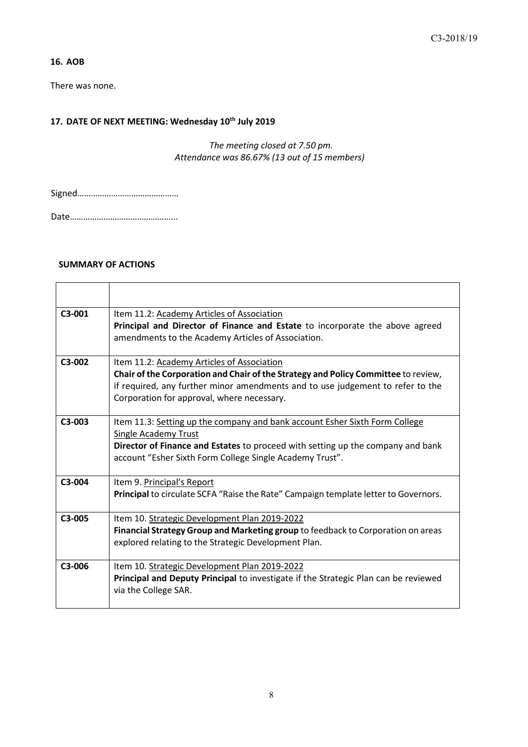**16. AOB**

There was none.

**17. DATE OF NEXT MEETING: Wednesday 10th July 2019**

*The meeting closed at 7.50 pm.*
*Attendance was 86.67% (13 out of 15 members)*

Signed……………………………………

Date………………………………………..

**SUMMARY OF ACTIONS**

| | |
|---|---|
| **C3-001** | Item 11.2: Academy Articles of Association<br>**Principal and Director of Finance and Estate** to incorporate the above agreed amendments to the Academy Articles of Association. |
| **C3-002** | Item 11.2: Academy Articles of Association<br>**Chair of the Corporation and Chair of the Strategy and Policy Committee** to review, if required, any further minor amendments and to use judgement to refer to the Corporation for approval, where necessary. |
| **C3-003** | Item 11.3: Setting up the company and bank account Esher Sixth Form College Single Academy Trust<br>**Director of Finance and Estates** to proceed with setting up the company and bank account "Esher Sixth Form College Single Academy Trust". |
| **C3-004** | Item 9. Principal's Report<br>**Principal** to circulate SCFA "Raise the Rate" Campaign template letter to Governors. |
| **C3-005** | Item 10. Strategic Development Plan 2019-2022<br>**Financial Strategy Group and Marketing group** to feedback to Corporation on areas explored relating to the Strategic Development Plan. |
| **C3-006** | Item 10. Strategic Development Plan 2019-2022<br>**Principal and Deputy Principal** to investigate if the Strategic Plan can be reviewed via the College SAR. |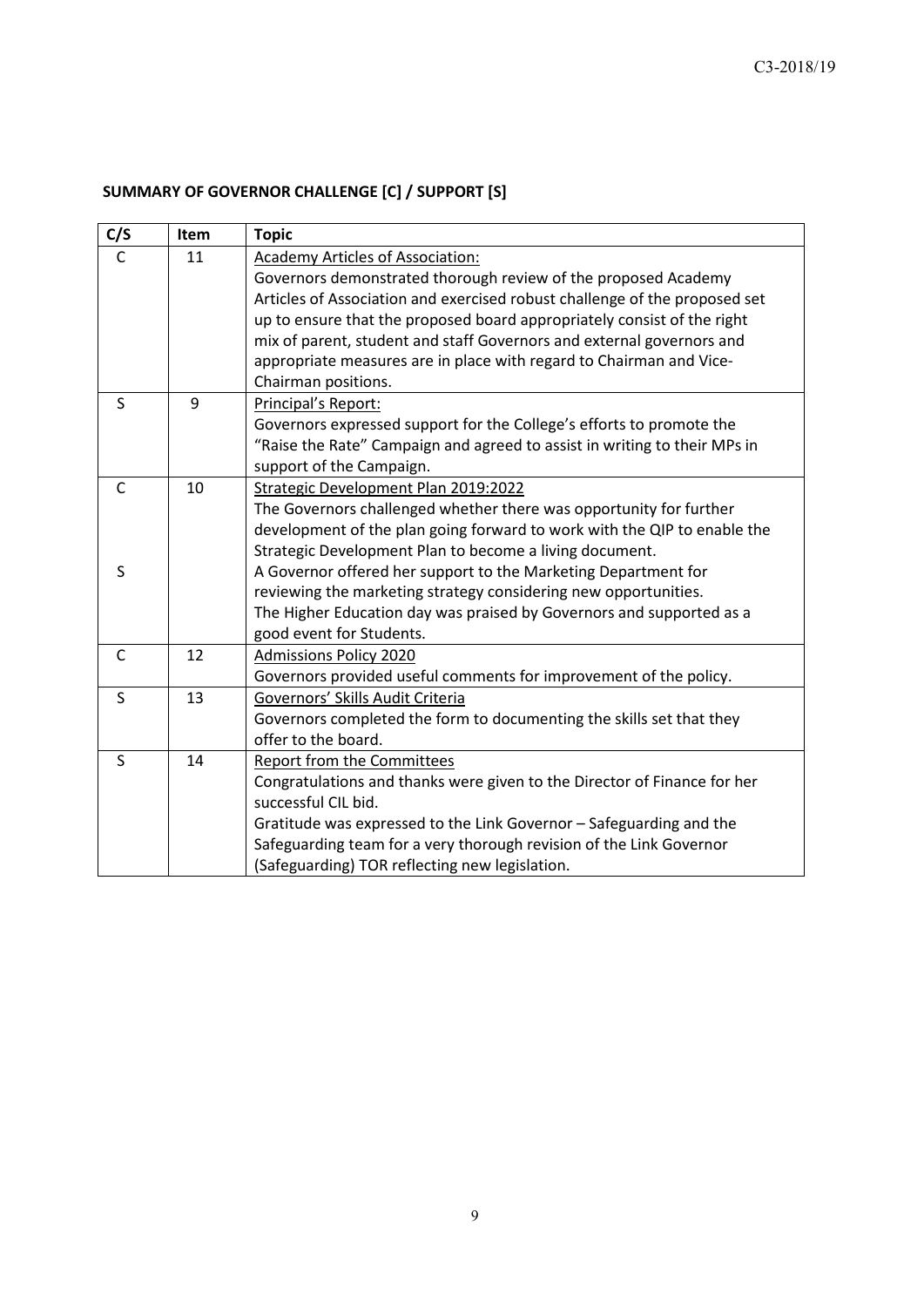C3-2018/19

**SUMMARY OF GOVERNOR CHALLENGE [C] / SUPPORT [S]**

| C/S | Item | Topic |
|---|---|---|
| C | 11 | Academy Articles of Association:<br>Governors demonstrated thorough review of the proposed Academy Articles of Association and exercised robust challenge of the proposed set up to ensure that the proposed board appropriately consist of the right mix of parent, student and staff Governors and external governors and appropriate measures are in place with regard to Chairman and Vice-Chairman positions. |
| S | 9 | Principal's Report:<br>Governors expressed support for the College's efforts to promote the "Raise the Rate" Campaign and agreed to assist in writing to their MPs in support of the Campaign. |
| C<br><br><br>S | 10 | Strategic Development Plan 2019:2022<br>The Governors challenged whether there was opportunity for further development of the plan going forward to work with the QIP to enable the Strategic Development Plan to become a living document.<br>A Governor offered her support to the Marketing Department for reviewing the marketing strategy considering new opportunities.<br>The Higher Education day was praised by Governors and supported as a good event for Students. |
| C | 12 | Admissions Policy 2020<br>Governors provided useful comments for improvement of the policy. |
| S | 13 | Governors' Skills Audit Criteria<br>Governors completed the form to documenting the skills set that they offer to the board. |
| S | 14 | Report from the Committees<br>Congratulations and thanks were given to the Director of Finance for her successful CIL bid.<br>Gratitude was expressed to the Link Governor – Safeguarding and the Safeguarding team for a very thorough revision of the Link Governor (Safeguarding) TOR reflecting new legislation. |